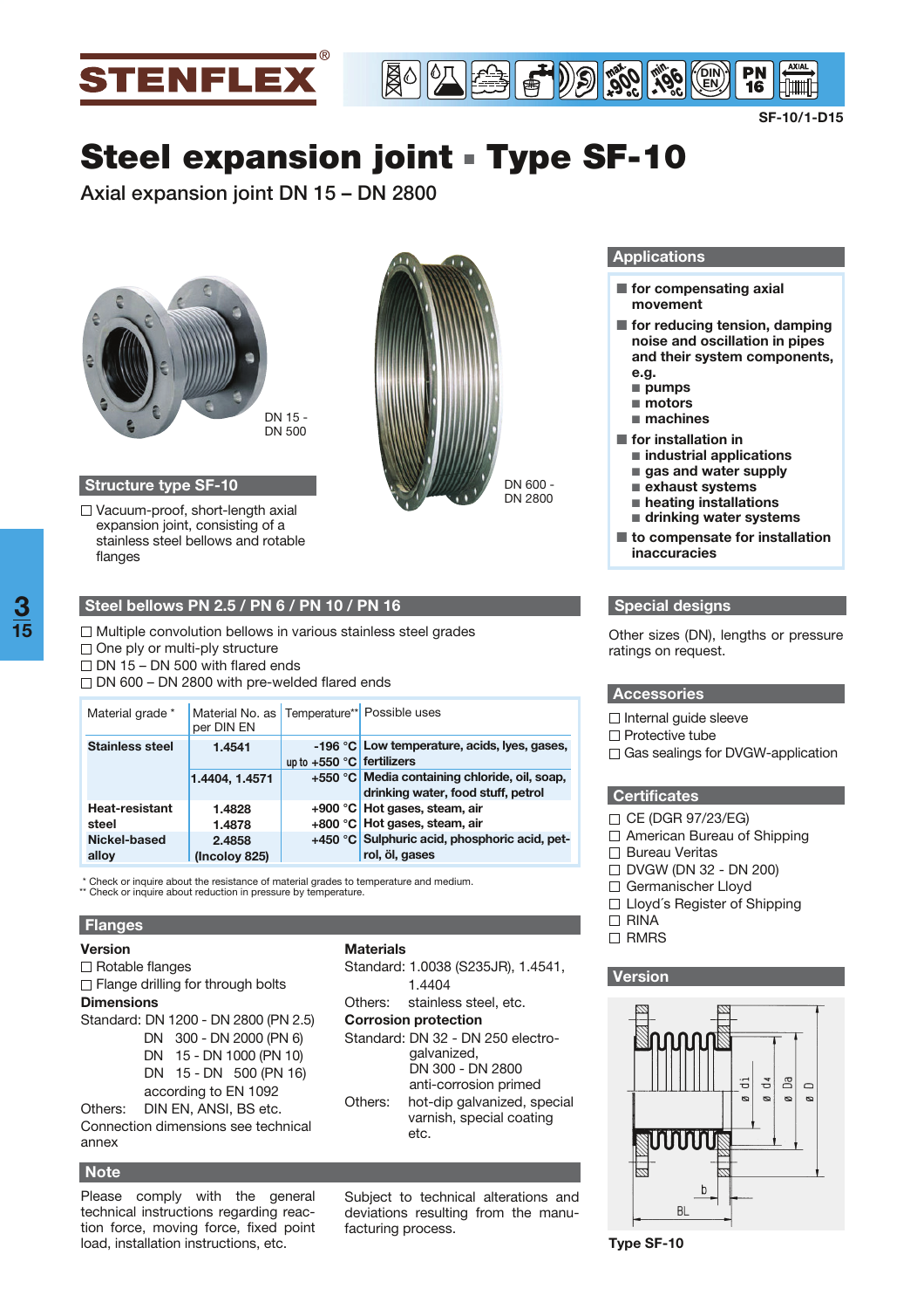STENFLEX®

SF-10/1-D15

# Steel expansion joint ▪ Type SF-10

Axial expansion joint DN 15 – DN 2800

DN 15 - DN 500

DN 600 - DN 2800

## Structure type SF-10

☐ Vacuum-proof, short-length axial expansion joint, consisting of a stainless steel bellows and rotable flanges

## Steel bellows PN 2.5 / PN 6 / PN 10 / PN 16

☐ Multiple convolution bellows in various stainless steel grades
☐ One ply or multi-ply structure
☐ DN 15 – DN 500 with flared ends
☐ DN 600 – DN 2800 with pre-welded flared ends

| Material grade * | Material No. as per DIN EN | Temperature** | Possible uses |
|---|---|---|---|
| **Stainless steel** | **1.4541** | **-196 °C up to +550 °C** | **Low temperature, acids, lyes, gases, fertilizers** |
| | **1.4404, 1.4571** | **+550 °C** | **Media containing chloride, oil, soap, drinking water, food stuff, petrol** |
| **Heat-resistant steel** | **1.4828** | **+900 °C** | **Hot gases, steam, air** |
| | **1.4878** | **+800 °C** | **Hot gases, steam, air** |
| **Nickel-based alloy** | **2.4858 (Incoloy 825)** | **+450 °C** | **Sulphuric acid, phosphoric acid, petrol, öl, gases** |

\* Check or inquire about the resistance of material grades to temperature and medium.
\** Check or inquire about reduction in pressure by temperature.

## Flanges

**Version**

☐ Rotable flanges
☐ Flange drilling for through bolts

**Dimensions**

Standard: DN 1200 - DN 2800 (PN 2.5)
DN 300 - DN 2000 (PN 6)
DN 15 - DN 1000 (PN 10)
DN 15 - DN 500 (PN 16)
according to EN 1092

Others: DIN EN, ANSI, BS etc.

Connection dimensions see technical annex

**Materials**

Standard: 1.0038 (S235JR), 1.4541, 1.4404

Others: stainless steel, etc.

**Corrosion protection**

Standard: DN 32 - DN 250 electro-galvanized,
DN 300 - DN 2800 anti-corrosion primed

Others: hot-dip galvanized, special varnish, special coating etc.

## Note

Please comply with the general technical instructions regarding reaction force, moving force, fixed point load, installation instructions, etc.

Subject to technical alterations and deviations resulting from the manufacturing process.

## Applications

- **for compensating axial movement**
- **for reducing tension, damping noise and oscillation in pipes and their system components, e.g.**
  - **pumps**
  - **motors**
  - **machines**
- **for installation in**
  - **industrial applications**
  - **gas and water supply**
  - **exhaust systems**
  - **heating installations**
  - **drinking water systems**
- **to compensate for installation inaccuracies**

## Special designs

Other sizes (DN), lengths or pressure ratings on request.

## Accessories

☐ Internal guide sleeve
☐ Protective tube
☐ Gas sealings for DVGW-application

## Certificates

☐ CE (DGR 97/23/EG)
☐ American Bureau of Shipping
☐ Bureau Veritas
☐ DVGW (DN 32 - DN 200)
☐ Germanischer Lloyd
☐ Lloyd´s Register of Shipping
☐ RINA
☐ RMRS

## Version

ø di, ø d4, ø Da, ø D, b, BL

**Type SF-10**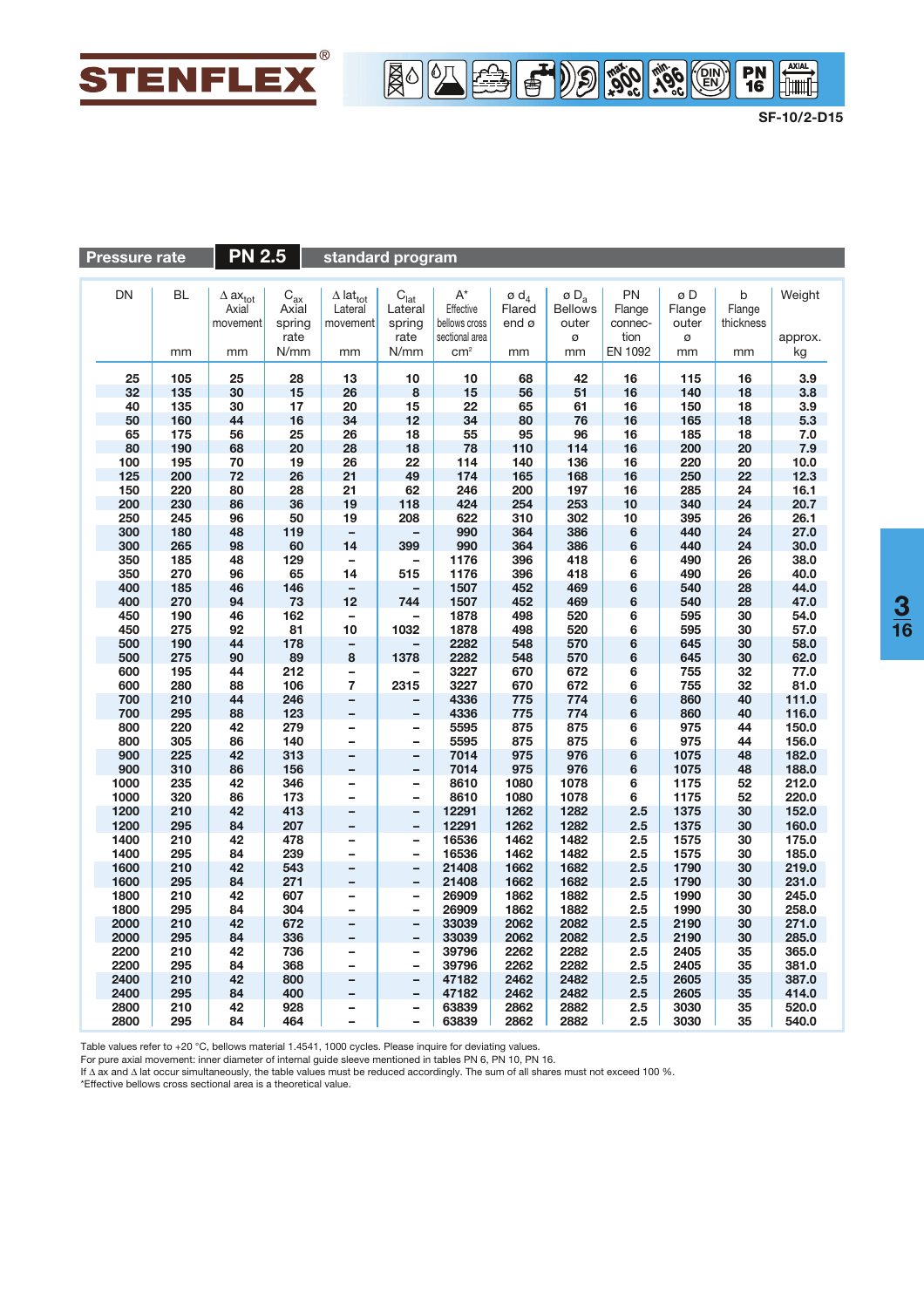**Pressure rate** **PN 2.5** **standard program**

| DN | BL<br>mm | $\Delta ax_{tot}$ Axial movement<br>mm | $C_{ax}$ Axial spring rate<br>N/mm | $\Delta lat_{tot}$ Lateral movement<br>mm | $C_{lat}$ Lateral spring rate<br>N/mm | A* Effective bellows cross sectional area<br>cm² | ø $d_4$ Flared end ø<br>mm | ø $D_a$ Bellows outer ø<br>mm | PN Flange connec-tion EN 1092 | ø D Flange outer ø<br>mm | b Flange thickness<br>mm | Weight approx.<br>kg |
|---|---|---|---|---|---|---|---|---|---|---|---|---|
| 25 | 105 | 25 | 28 | 13 | 10 | 10 | 68 | 42 | 16 | 115 | 16 | 3.9 |
| 32 | 135 | 30 | 15 | 26 | 8 | 15 | 56 | 51 | 16 | 140 | 18 | 3.8 |
| 40 | 135 | 30 | 17 | 20 | 15 | 22 | 65 | 61 | 16 | 150 | 18 | 3.9 |
| 50 | 160 | 44 | 16 | 34 | 12 | 34 | 80 | 76 | 16 | 165 | 18 | 5.3 |
| 65 | 175 | 56 | 25 | 26 | 18 | 55 | 95 | 96 | 16 | 185 | 18 | 7.0 |
| 80 | 190 | 68 | 20 | 28 | 18 | 78 | 110 | 114 | 16 | 200 | 20 | 7.9 |
| 100 | 195 | 70 | 19 | 26 | 22 | 114 | 140 | 136 | 16 | 220 | 20 | 10.0 |
| 125 | 200 | 72 | 26 | 21 | 49 | 174 | 165 | 168 | 16 | 250 | 22 | 12.3 |
| 150 | 220 | 80 | 28 | 21 | 62 | 246 | 200 | 197 | 16 | 285 | 24 | 16.1 |
| 200 | 230 | 86 | 36 | 19 | 118 | 424 | 254 | 253 | 10 | 340 | 24 | 20.7 |
| 250 | 245 | 96 | 50 | 19 | 208 | 622 | 310 | 302 | 10 | 395 | 26 | 26.1 |
| 300 | 180 | 48 | 119 | – | – | 990 | 364 | 386 | 6 | 440 | 24 | 27.0 |
| 300 | 265 | 98 | 60 | 14 | 399 | 990 | 364 | 386 | 6 | 440 | 24 | 30.0 |
| 350 | 185 | 48 | 129 | – | – | 1176 | 396 | 418 | 6 | 490 | 26 | 38.0 |
| 350 | 270 | 96 | 65 | 14 | 515 | 1176 | 396 | 418 | 6 | 490 | 26 | 40.0 |
| 400 | 185 | 46 | 146 | – | – | 1507 | 452 | 469 | 6 | 540 | 28 | 44.0 |
| 400 | 270 | 94 | 73 | 12 | 744 | 1507 | 452 | 469 | 6 | 540 | 28 | 47.0 |
| 450 | 190 | 46 | 162 | – | – | 1878 | 498 | 520 | 6 | 595 | 30 | 54.0 |
| 450 | 275 | 92 | 81 | 10 | 1032 | 1878 | 498 | 520 | 6 | 595 | 30 | 57.0 |
| 500 | 190 | 44 | 178 | – | – | 2282 | 548 | 570 | 6 | 645 | 30 | 58.0 |
| 500 | 275 | 90 | 89 | 8 | 1378 | 2282 | 548 | 570 | 6 | 645 | 30 | 62.0 |
| 600 | 195 | 44 | 212 | – | – | 3227 | 670 | 672 | 6 | 755 | 32 | 77.0 |
| 600 | 280 | 88 | 106 | 7 | 2315 | 3227 | 670 | 672 | 6 | 755 | 32 | 81.0 |
| 700 | 210 | 44 | 246 | – | – | 4336 | 775 | 774 | 6 | 860 | 40 | 111.0 |
| 700 | 295 | 88 | 123 | – | – | 4336 | 775 | 774 | 6 | 860 | 40 | 116.0 |
| 800 | 220 | 42 | 279 | – | – | 5595 | 875 | 875 | 6 | 975 | 44 | 150.0 |
| 800 | 305 | 86 | 140 | – | – | 5595 | 875 | 875 | 6 | 975 | 44 | 156.0 |
| 900 | 225 | 42 | 313 | – | – | 7014 | 975 | 976 | 6 | 1075 | 48 | 182.0 |
| 900 | 310 | 86 | 156 | – | – | 7014 | 975 | 976 | 6 | 1075 | 48 | 188.0 |
| 1000 | 235 | 42 | 346 | – | – | 8610 | 1080 | 1078 | 6 | 1175 | 52 | 212.0 |
| 1000 | 320 | 86 | 173 | – | – | 8610 | 1080 | 1078 | 6 | 1175 | 52 | 220.0 |
| 1200 | 210 | 42 | 413 | – | – | 12291 | 1262 | 1282 | 2.5 | 1375 | 30 | 152.0 |
| 1200 | 295 | 84 | 207 | – | – | 12291 | 1262 | 1282 | 2.5 | 1375 | 30 | 160.0 |
| 1400 | 210 | 42 | 478 | – | – | 16536 | 1462 | 1482 | 2.5 | 1575 | 30 | 175.0 |
| 1400 | 295 | 84 | 239 | – | – | 16536 | 1462 | 1482 | 2.5 | 1575 | 30 | 185.0 |
| 1600 | 210 | 42 | 543 | – | – | 21408 | 1662 | 1682 | 2.5 | 1790 | 30 | 219.0 |
| 1600 | 295 | 84 | 271 | – | – | 21408 | 1662 | 1682 | 2.5 | 1790 | 30 | 231.0 |
| 1800 | 210 | 42 | 607 | – | – | 26909 | 1862 | 1882 | 2.5 | 1990 | 30 | 245.0 |
| 1800 | 295 | 84 | 304 | – | – | 26909 | 1862 | 1882 | 2.5 | 1990 | 30 | 258.0 |
| 2000 | 210 | 42 | 672 | – | – | 33039 | 2062 | 2082 | 2.5 | 2190 | 30 | 271.0 |
| 2000 | 295 | 84 | 336 | – | – | 33039 | 2062 | 2082 | 2.5 | 2190 | 30 | 285.0 |
| 2200 | 210 | 42 | 736 | – | – | 39796 | 2262 | 2282 | 2.5 | 2405 | 35 | 365.0 |
| 2200 | 295 | 84 | 368 | – | – | 39796 | 2262 | 2282 | 2.5 | 2405 | 35 | 381.0 |
| 2400 | 210 | 42 | 800 | – | – | 47182 | 2462 | 2482 | 2.5 | 2605 | 35 | 387.0 |
| 2400 | 295 | 84 | 400 | – | – | 47182 | 2462 | 2482 | 2.5 | 2605 | 35 | 414.0 |
| 2800 | 210 | 42 | 928 | – | – | 63839 | 2862 | 2882 | 2.5 | 3030 | 35 | 520.0 |
| 2800 | 295 | 84 | 464 | – | – | 63839 | 2862 | 2882 | 2.5 | 3030 | 35 | 540.0 |

Table values refer to +20 °C, bellows material 1.4541, 1000 cycles. Please inquire for deviating values.
For pure axial movement: inner diameter of internal guide sleeve mentioned in tables PN 6, PN 10, PN 16.
If Δ ax and Δ lat occur simultaneously, the table values must be reduced accordingly. The sum of all shares must not exceed 100 %.
*Effective bellows cross sectional area is a theoretical value.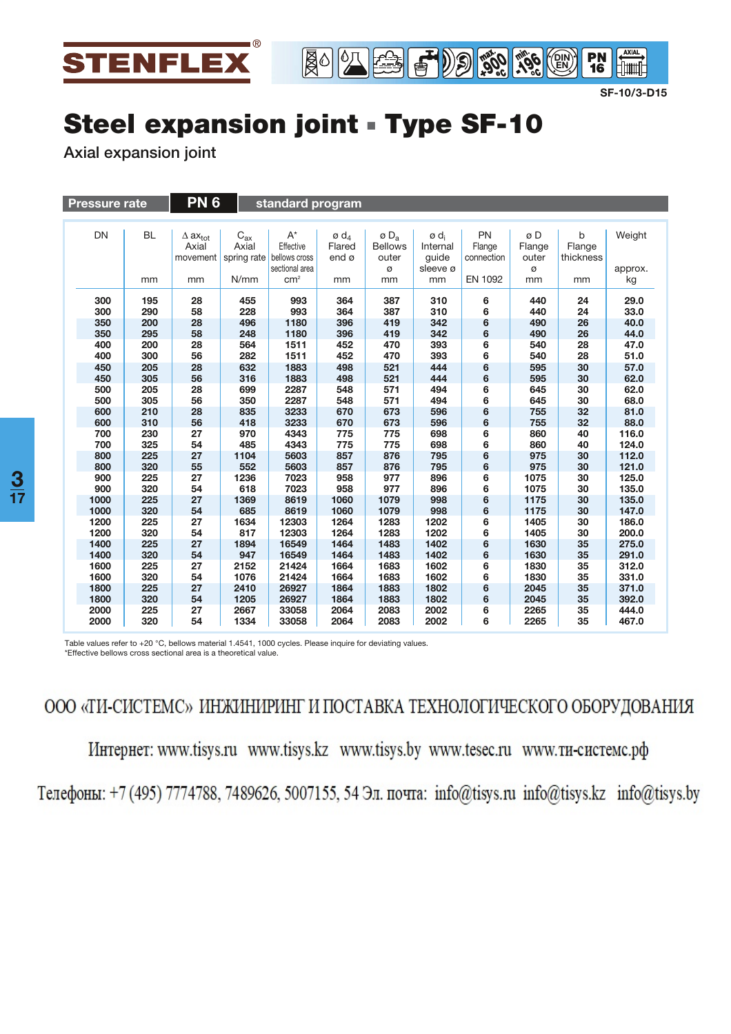STENFLEX®

SF-10/3-D15

# Steel expansion joint ▪ Type SF-10

Axial expansion joint

**Pressure rate** **PN 6** **standard program**

| DN | BL<br>mm | $\Delta ax_{tot}$ Axial movement<br>mm | $C_{ax}$ Axial spring rate<br>N/mm | A* Effective bellows cross sectional area<br>cm² | ø $d_4$ Flared end ø<br>mm | ø $D_a$ Bellows outer ø<br>mm | ø $d_i$ Internal guide sleeve ø<br>mm | PN Flange connection<br>EN 1092 | ø D Flange outer ø<br>mm | b Flange thickness<br>mm | Weight approx.<br>kg |
|---|---|---|---|---|---|---|---|---|---|---|---|
| 300 | 195 | 28 | 455 | 993 | 364 | 387 | 310 | 6 | 440 | 24 | 29.0 |
| 300 | 290 | 58 | 228 | 993 | 364 | 387 | 310 | 6 | 440 | 24 | 33.0 |
| 350 | 200 | 28 | 496 | 1180 | 396 | 419 | 342 | 6 | 490 | 26 | 40.0 |
| 350 | 295 | 58 | 248 | 1180 | 396 | 419 | 342 | 6 | 490 | 26 | 44.0 |
| 400 | 200 | 28 | 564 | 1511 | 452 | 470 | 393 | 6 | 540 | 28 | 47.0 |
| 400 | 300 | 56 | 282 | 1511 | 452 | 470 | 393 | 6 | 540 | 28 | 51.0 |
| 450 | 205 | 28 | 632 | 1883 | 498 | 521 | 444 | 6 | 595 | 30 | 57.0 |
| 450 | 305 | 56 | 316 | 1883 | 498 | 521 | 444 | 6 | 595 | 30 | 62.0 |
| 500 | 205 | 28 | 699 | 2287 | 548 | 571 | 494 | 6 | 645 | 30 | 62.0 |
| 500 | 305 | 56 | 350 | 2287 | 548 | 571 | 494 | 6 | 645 | 30 | 68.0 |
| 600 | 210 | 28 | 835 | 3233 | 670 | 673 | 596 | 6 | 755 | 32 | 81.0 |
| 600 | 310 | 56 | 418 | 3233 | 670 | 673 | 596 | 6 | 755 | 32 | 88.0 |
| 700 | 230 | 27 | 970 | 4343 | 775 | 775 | 698 | 6 | 860 | 40 | 116.0 |
| 700 | 325 | 54 | 485 | 4343 | 775 | 775 | 698 | 6 | 860 | 40 | 124.0 |
| 800 | 225 | 27 | 1104 | 5603 | 857 | 876 | 795 | 6 | 975 | 30 | 112.0 |
| 800 | 320 | 55 | 552 | 5603 | 857 | 876 | 795 | 6 | 975 | 30 | 121.0 |
| 900 | 225 | 27 | 1236 | 7023 | 958 | 977 | 896 | 6 | 1075 | 30 | 125.0 |
| 900 | 320 | 54 | 618 | 7023 | 958 | 977 | 896 | 6 | 1075 | 30 | 135.0 |
| 1000 | 225 | 27 | 1369 | 8619 | 1060 | 1079 | 998 | 6 | 1175 | 30 | 135.0 |
| 1000 | 320 | 54 | 685 | 8619 | 1060 | 1079 | 998 | 6 | 1175 | 30 | 147.0 |
| 1200 | 225 | 27 | 1634 | 12303 | 1264 | 1283 | 1202 | 6 | 1405 | 30 | 186.0 |
| 1200 | 320 | 54 | 817 | 12303 | 1264 | 1283 | 1202 | 6 | 1405 | 30 | 200.0 |
| 1400 | 225 | 27 | 1894 | 16549 | 1464 | 1483 | 1402 | 6 | 1630 | 35 | 275.0 |
| 1400 | 320 | 54 | 947 | 16549 | 1464 | 1483 | 1402 | 6 | 1630 | 35 | 291.0 |
| 1600 | 225 | 27 | 2152 | 21424 | 1664 | 1683 | 1602 | 6 | 1830 | 35 | 312.0 |
| 1600 | 320 | 54 | 1076 | 21424 | 1664 | 1683 | 1602 | 6 | 1830 | 35 | 331.0 |
| 1800 | 225 | 27 | 2410 | 26927 | 1864 | 1883 | 1802 | 6 | 2045 | 35 | 371.0 |
| 1800 | 320 | 54 | 1205 | 26927 | 1864 | 1883 | 1802 | 6 | 2045 | 35 | 392.0 |
| 2000 | 225 | 27 | 2667 | 33058 | 2064 | 2083 | 2002 | 6 | 2265 | 35 | 444.0 |
| 2000 | 320 | 54 | 1334 | 33058 | 2064 | 2083 | 2002 | 6 | 2265 | 35 | 467.0 |

Table values refer to +20 °C, bellows material 1.4541, 1000 cycles. Please inquire for deviating values.
*Effective bellows cross sectional area is a theoretical value.

ООО «ТИ-СИСТЕМС» ИНЖИНИРИНГ И ПОСТАВКА ТЕХНОЛОГИЧЕСКОГО ОБОРУДОВАНИЯ

Интернет: www.tisys.ru www.tisys.kz www.tisys.by www.tesec.ru www.ти-системс.рф

Телефоны: +7 (495) 7774788, 7489626, 5007155, 54 Эл. почта: info@tisys.ru info@tisys.kz info@tisys.by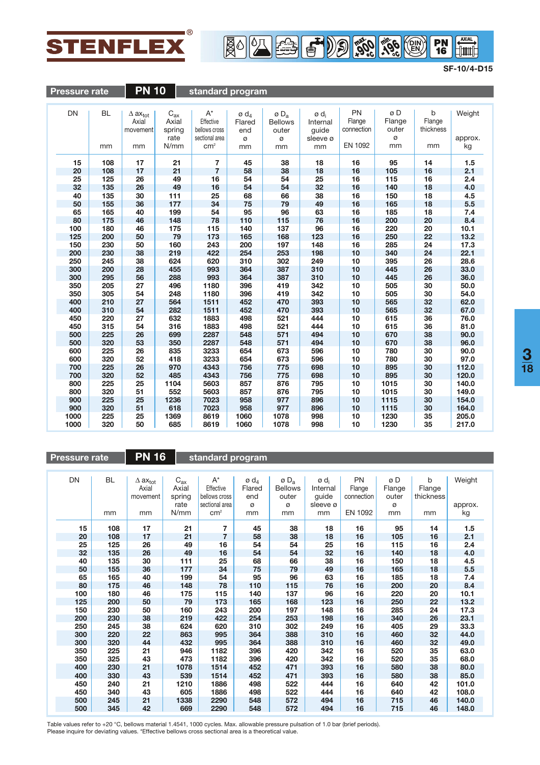**STENFLEX**®

SF-10/4-D15

## Pressure rate PN 10 standard program

| DN | BL<br>mm | Δ $ax_{tot}$<br>Axial movement<br>mm | $C_{ax}$<br>Axial spring rate<br>N/mm | A*<br>Effective bellows cross sectional area<br>cm² | ø $d_4$<br>Flared end ø<br>mm | ø $D_a$<br>Bellows outer ø<br>mm | ø $d_i$<br>Internal guide sleeve ø<br>mm | PN<br>Flange connection<br>EN 1092 | ø D<br>Flange outer ø<br>mm | b<br>Flange thickness<br>mm | Weight<br>approx.<br>kg |
|---|---|---|---|---|---|---|---|---|---|---|---|
| 15 | 108 | 17 | 21 | 7 | 45 | 38 | 18 | 16 | 95 | 14 | 1.5 |
| 20 | 108 | 17 | 21 | 7 | 58 | 38 | 18 | 16 | 105 | 16 | 2.1 |
| 25 | 125 | 26 | 49 | 16 | 54 | 54 | 25 | 16 | 115 | 16 | 2.4 |
| 32 | 135 | 26 | 49 | 16 | 54 | 54 | 32 | 16 | 140 | 18 | 4.0 |
| 40 | 135 | 30 | 111 | 25 | 68 | 66 | 38 | 16 | 150 | 18 | 4.5 |
| 50 | 155 | 36 | 177 | 34 | 75 | 79 | 49 | 16 | 165 | 18 | 5.5 |
| 65 | 165 | 40 | 199 | 54 | 95 | 96 | 63 | 16 | 185 | 18 | 7.4 |
| 80 | 175 | 46 | 148 | 78 | 110 | 115 | 76 | 16 | 200 | 20 | 8.4 |
| 100 | 180 | 46 | 175 | 115 | 140 | 137 | 96 | 16 | 220 | 20 | 10.1 |
| 125 | 200 | 50 | 79 | 173 | 165 | 168 | 123 | 16 | 250 | 22 | 13.2 |
| 150 | 230 | 50 | 160 | 243 | 200 | 197 | 148 | 16 | 285 | 24 | 17.3 |
| 200 | 230 | 38 | 219 | 422 | 254 | 253 | 198 | 10 | 340 | 24 | 22.1 |
| 250 | 245 | 38 | 624 | 620 | 310 | 302 | 249 | 10 | 395 | 26 | 28.6 |
| 300 | 200 | 28 | 455 | 993 | 364 | 387 | 310 | 10 | 445 | 26 | 33.0 |
| 300 | 295 | 56 | 288 | 993 | 364 | 387 | 310 | 10 | 445 | 26 | 36.0 |
| 350 | 205 | 27 | 496 | 1180 | 396 | 419 | 342 | 10 | 505 | 30 | 50.0 |
| 350 | 305 | 54 | 248 | 1180 | 396 | 419 | 342 | 10 | 505 | 30 | 54.0 |
| 400 | 210 | 27 | 564 | 1511 | 452 | 470 | 393 | 10 | 565 | 32 | 62.0 |
| 400 | 310 | 54 | 282 | 1511 | 452 | 470 | 393 | 10 | 565 | 32 | 67.0 |
| 450 | 220 | 27 | 632 | 1883 | 498 | 521 | 444 | 10 | 615 | 36 | 76.0 |
| 450 | 315 | 54 | 316 | 1883 | 498 | 521 | 444 | 10 | 615 | 36 | 81.0 |
| 500 | 225 | 26 | 699 | 2287 | 548 | 571 | 494 | 10 | 670 | 38 | 90.0 |
| 500 | 320 | 53 | 350 | 2287 | 548 | 571 | 494 | 10 | 670 | 38 | 96.0 |
| 600 | 225 | 26 | 835 | 3233 | 654 | 673 | 596 | 10 | 780 | 30 | 90.0 |
| 600 | 320 | 52 | 418 | 3233 | 654 | 673 | 596 | 10 | 780 | 30 | 97.0 |
| 700 | 225 | 26 | 970 | 4343 | 756 | 775 | 698 | 10 | 895 | 30 | 112.0 |
| 700 | 320 | 52 | 485 | 4343 | 756 | 775 | 698 | 10 | 895 | 30 | 120.0 |
| 800 | 225 | 25 | 1104 | 5603 | 857 | 876 | 795 | 10 | 1015 | 30 | 140.0 |
| 800 | 320 | 51 | 552 | 5603 | 857 | 876 | 795 | 10 | 1015 | 30 | 149.0 |
| 900 | 225 | 25 | 1236 | 7023 | 958 | 977 | 896 | 10 | 1115 | 30 | 154.0 |
| 900 | 320 | 51 | 618 | 7023 | 958 | 977 | 896 | 10 | 1115 | 30 | 164.0 |
| 1000 | 225 | 25 | 1369 | 8619 | 1060 | 1078 | 998 | 10 | 1230 | 35 | 205.0 |
| 1000 | 320 | 50 | 685 | 8619 | 1060 | 1078 | 998 | 10 | 1230 | 35 | 217.0 |

## Pressure rate PN 16 standard program

| DN | BL<br>mm | Δ $ax_{tot}$<br>Axial movement<br>mm | $C_{ax}$<br>Axial spring rate<br>N/mm | A*<br>Effective bellows cross sectional area<br>cm² | ø $d_4$<br>Flared end ø<br>mm | ø $D_a$<br>Bellows outer ø<br>mm | ø $d_i$<br>Internal guide sleeve ø<br>mm | PN<br>Flange connection<br>EN 1092 | ø D<br>Flange outer ø<br>mm | b<br>Flange thickness<br>mm | Weight<br>approx.<br>kg |
|---|---|---|---|---|---|---|---|---|---|---|---|
| 15 | 108 | 17 | 21 | 7 | 45 | 38 | 18 | 16 | 95 | 14 | 1.5 |
| 20 | 108 | 17 | 21 | 7 | 58 | 38 | 18 | 16 | 105 | 16 | 2.1 |
| 25 | 125 | 26 | 49 | 16 | 54 | 54 | 25 | 16 | 115 | 16 | 2.4 |
| 32 | 135 | 26 | 49 | 16 | 54 | 54 | 32 | 16 | 140 | 18 | 4.0 |
| 40 | 135 | 30 | 111 | 25 | 68 | 66 | 38 | 16 | 150 | 18 | 4.5 |
| 50 | 155 | 36 | 177 | 34 | 75 | 79 | 49 | 16 | 165 | 18 | 5.5 |
| 65 | 165 | 40 | 199 | 54 | 95 | 96 | 63 | 16 | 185 | 18 | 7.4 |
| 80 | 175 | 46 | 148 | 78 | 110 | 115 | 76 | 16 | 200 | 20 | 8.4 |
| 100 | 180 | 46 | 175 | 115 | 140 | 137 | 96 | 16 | 220 | 20 | 10.1 |
| 125 | 200 | 50 | 79 | 173 | 165 | 168 | 123 | 16 | 250 | 22 | 13.2 |
| 150 | 230 | 50 | 160 | 243 | 200 | 197 | 148 | 16 | 285 | 24 | 17.3 |
| 200 | 230 | 38 | 219 | 422 | 254 | 253 | 198 | 16 | 340 | 26 | 23.1 |
| 250 | 245 | 38 | 624 | 620 | 310 | 302 | 249 | 16 | 405 | 29 | 33.3 |
| 300 | 220 | 22 | 863 | 995 | 364 | 388 | 310 | 16 | 460 | 32 | 44.0 |
| 300 | 320 | 44 | 432 | 995 | 364 | 388 | 310 | 16 | 460 | 32 | 49.0 |
| 350 | 225 | 21 | 946 | 1182 | 396 | 420 | 342 | 16 | 520 | 35 | 63.0 |
| 350 | 325 | 43 | 473 | 1182 | 396 | 420 | 342 | 16 | 520 | 35 | 68.0 |
| 400 | 230 | 21 | 1078 | 1514 | 452 | 471 | 393 | 16 | 580 | 38 | 80.0 |
| 400 | 330 | 43 | 539 | 1514 | 452 | 471 | 393 | 16 | 580 | 38 | 85.0 |
| 450 | 240 | 21 | 1210 | 1886 | 498 | 522 | 444 | 16 | 640 | 42 | 101.0 |
| 450 | 340 | 43 | 605 | 1886 | 498 | 522 | 444 | 16 | 640 | 42 | 108.0 |
| 500 | 245 | 21 | 1338 | 2290 | 548 | 572 | 494 | 16 | 715 | 46 | 140.0 |
| 500 | 345 | 42 | 669 | 2290 | 548 | 572 | 494 | 16 | 715 | 46 | 148.0 |

Table values refer to +20 °C, bellows material 1.4541, 1000 cycles. Max. allowable pressure pulsation of 1.0 bar (brief periods).
Please inquire for deviating values. *Effective bellows cross sectional area is a theoretical value.